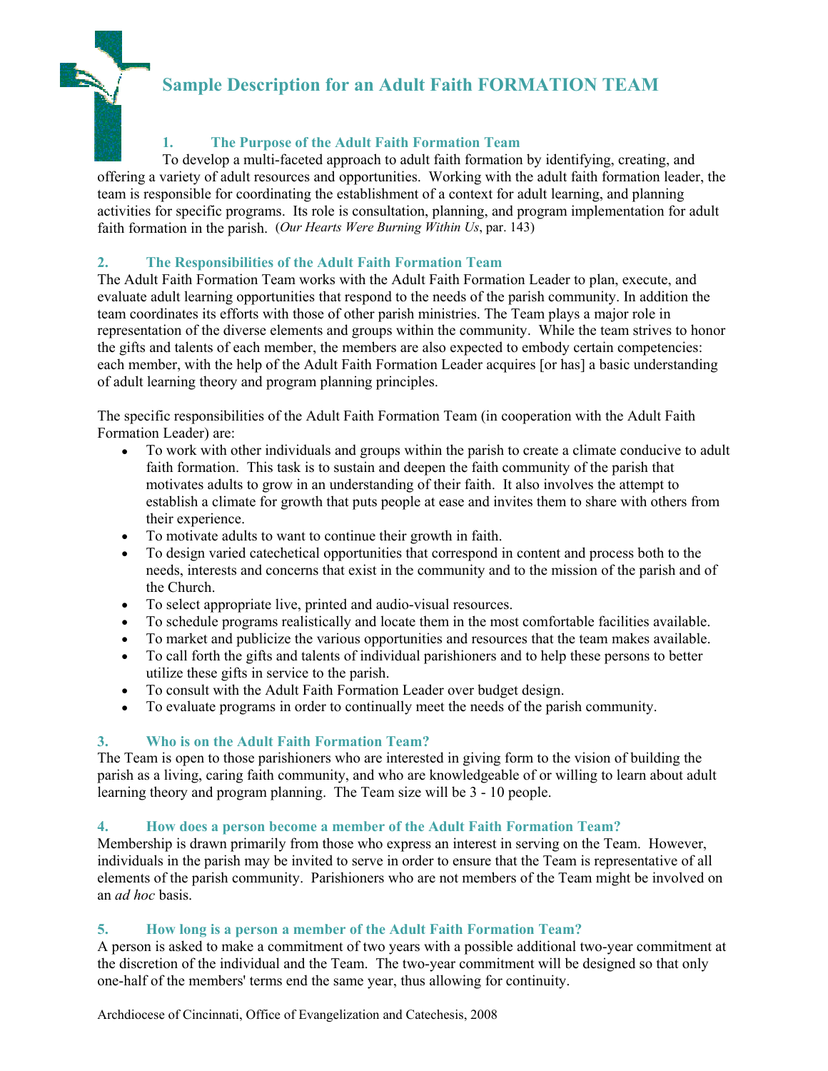# Sample Description for an Adult Faith FORMATION TEAM

## 1. The Purpose of the Adult Faith Formation Team

To develop a multi-faceted approach to adult faith formation by identifying, creating, and offering a variety of adult resources and opportunities. Working with the adult faith formation leader, the team is responsible for coordinating the establishment of a context for adult learning, and planning activities for specific programs. Its role is consultation, planning, and program implementation for adult faith formation in the parish. (*Our Hearts Were Burning Within Us*, par. 143)

## 2. The Responsibilities of the Adult Faith Formation Team

The Adult Faith Formation Team works with the Adult Faith Formation Leader to plan, execute, and evaluate adult learning opportunities that respond to the needs of the parish community. In addition the team coordinates its efforts with those of other parish ministries. The Team plays a major role in representation of the diverse elements and groups within the community. While the team strives to honor the gifts and talents of each member, the members are also expected to embody certain competencies: each member, with the help of the Adult Faith Formation Leader acquires [or has] a basic understanding of adult learning theory and program planning principles.

The specific responsibilities of the Adult Faith Formation Team (in cooperation with the Adult Faith Formation Leader) are:

- To work with other individuals and groups within the parish to create a climate conducive to adult faith formation. This task is to sustain and deepen the faith community of the parish that motivates adults to grow in an understanding of their faith. It also involves the attempt to establish a climate for growth that puts people at ease and invites them to share with others from their experience.
- To motivate adults to want to continue their growth in faith.
- To design varied catechetical opportunities that correspond in content and process both to the needs, interests and concerns that exist in the community and to the mission of the parish and of the Church.
- To select appropriate live, printed and audio-visual resources.
- To schedule programs realistically and locate them in the most comfortable facilities available.
- To market and publicize the various opportunities and resources that the team makes available.
- To call forth the gifts and talents of individual parishioners and to help these persons to better utilize these gifts in service to the parish.
- To consult with the Adult Faith Formation Leader over budget design.
- To evaluate programs in order to continually meet the needs of the parish community.

## 3. Who is on the Adult Faith Formation Team?

The Team is open to those parishioners who are interested in giving form to the vision of building the parish as a living, caring faith community, and who are knowledgeable of or willing to learn about adult learning theory and program planning. The Team size will be 3 - 10 people.

## 4. How does a person become a member of the Adult Faith Formation Team?

Membership is drawn primarily from those who express an interest in serving on the Team. However, individuals in the parish may be invited to serve in order to ensure that the Team is representative of all elements of the parish community. Parishioners who are not members of the Team might be involved on an *ad hoc* basis.

## 5. How long is a person a member of the Adult Faith Formation Team?

A person is asked to make a commitment of two years with a possible additional two-year commitment at the discretion of the individual and the Team. The two-year commitment will be designed so that only one-half of the members' terms end the same year, thus allowing for continuity.

Archdiocese of Cincinnati, Office of Evangelization and Catechesis, 2008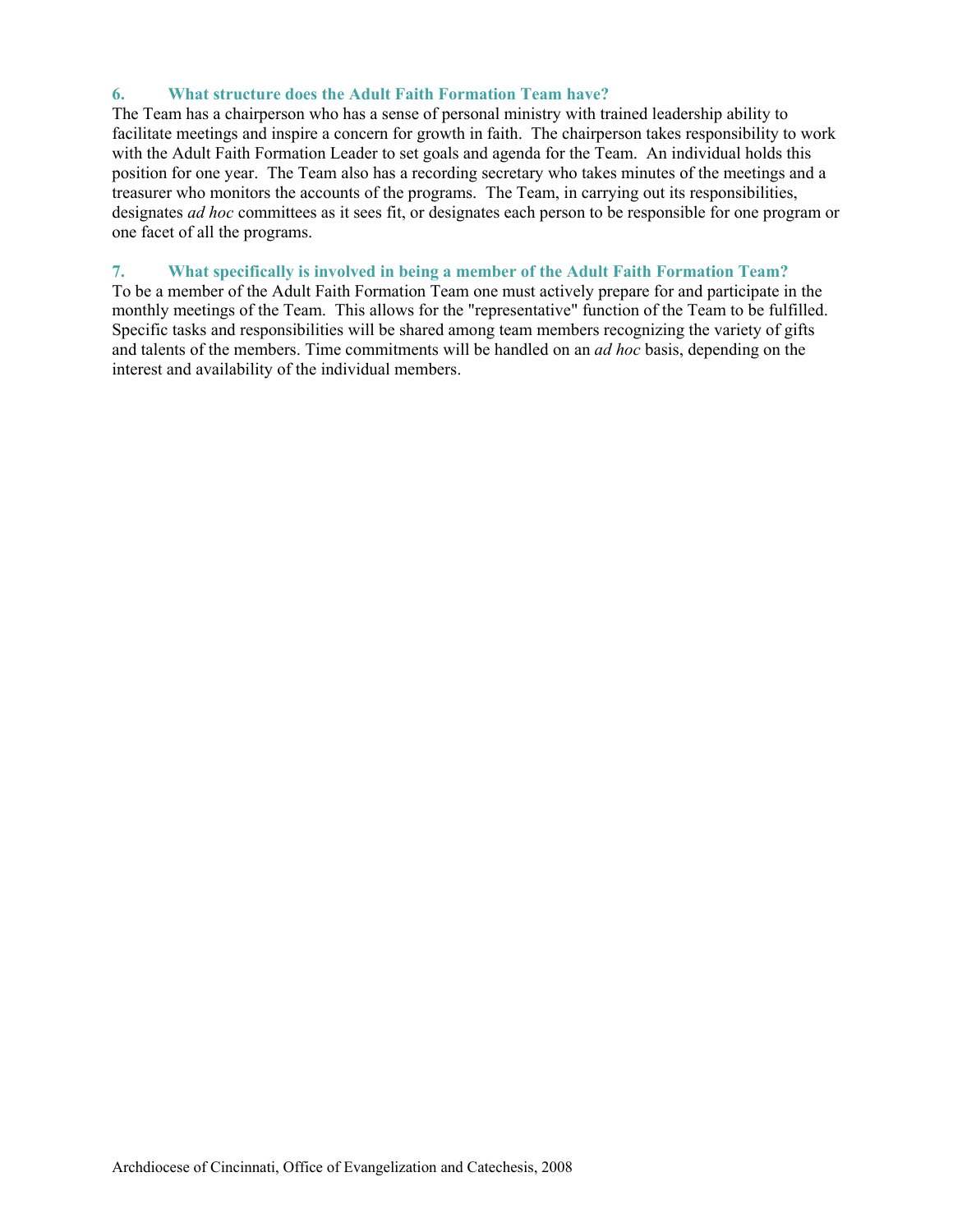### 6. What structure does the Adult Faith Formation Team have?

The Team has a chairperson who has a sense of personal ministry with trained leadership ability to facilitate meetings and inspire a concern for growth in faith. The chairperson takes responsibility to work with the Adult Faith Formation Leader to set goals and agenda for the Team. An individual holds this position for one year. The Team also has a recording secretary who takes minutes of the meetings and a treasurer who monitors the accounts of the programs. The Team, in carrying out its responsibilities, designates *ad hoc* committees as it sees fit, or designates each person to be responsible for one program or one facet of all the programs.

### 7. What specifically is involved in being a member of the Adult Faith Formation Team?

To be a member of the Adult Faith Formation Team one must actively prepare for and participate in the monthly meetings of the Team. This allows for the "representative" function of the Team to be fulfilled. Specific tasks and responsibilities will be shared among team members recognizing the variety of gifts and talents of the members. Time commitments will be handled on an *ad hoc* basis, depending on the interest and availability of the individual members.

Archdiocese of Cincinnati, Office of Evangelization and Catechesis, 2008